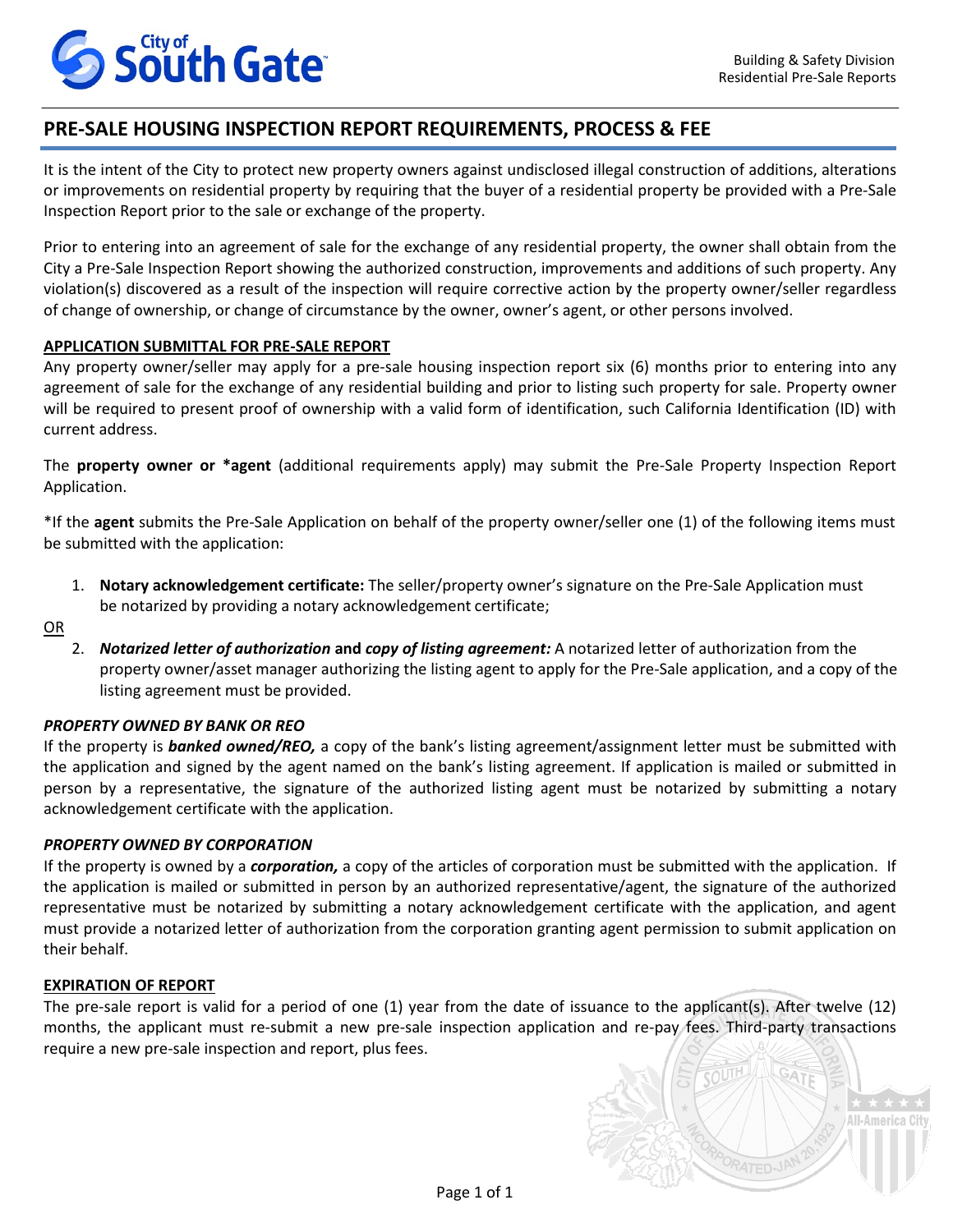# PRE-SALE HOUSING INSPECTION REPORT REQUIREMENTS, PROCESS & FEE

It is the intent of the City to protect new property owners against undisclosed illegal construction of additions, alterations or improvements on residential property by requiring that the buyer of a residential property be provided with a Pre-Sale Inspection Report prior to the sale or exchange of the property.

Prior to entering into an agreement of sale for the exchange of any residential property, the owner shall obtain from the City a Pre-Sale Inspection Report showing the authorized construction, improvements and additions of such property. Any violation(s) discovered as a result of the inspection will require corrective action by the property owner/seller regardless of change of ownership, or change of circumstance by the owner, owner's agent, or other persons involved.

## APPLICATION SUBMITTAL FOR PRE-SALE REPORT

Any property owner/seller may apply for a pre-sale housing inspection report six (6) months prior to entering into any agreement of sale for the exchange of any residential building and prior to listing such property for sale. Property owner will be required to present proof of ownership with a valid form of identification, such California Identification (ID) with current address.

The **property owner or *agent** (additional requirements apply) may submit the Pre-Sale Property Inspection Report Application.

*If the **agent** submits the Pre-Sale Application on behalf of the property owner/seller one (1) of the following items must be submitted with the application:

1. **Notary acknowledgement certificate:** The seller/property owner's signature on the Pre-Sale Application must be notarized by providing a notary acknowledgement certificate;

OR

2. ***Notarized letter of authorization* and *copy of listing agreement:*** A notarized letter of authorization from the property owner/asset manager authorizing the listing agent to apply for the Pre-Sale application, and a copy of the listing agreement must be provided.

### *PROPERTY OWNED BY BANK OR REO*

If the property is ***banked owned/REO,*** a copy of the bank's listing agreement/assignment letter must be submitted with the application and signed by the agent named on the bank's listing agreement. If application is mailed or submitted in person by a representative, the signature of the authorized listing agent must be notarized by submitting a notary acknowledgement certificate with the application.

### *PROPERTY OWNED BY CORPORATION*

If the property is owned by a ***corporation,*** a copy of the articles of corporation must be submitted with the application. If the application is mailed or submitted in person by an authorized representative/agent, the signature of the authorized representative must be notarized by submitting a notary acknowledgement certificate with the application, and agent must provide a notarized letter of authorization from the corporation granting agent permission to submit application on their behalf.

## EXPIRATION OF REPORT

The pre-sale report is valid for a period of one (1) year from the date of issuance to the applicant(s). After twelve (12) months, the applicant must re-submit a new pre-sale inspection application and re-pay fees. Third-party transactions require a new pre-sale inspection and report, plus fees.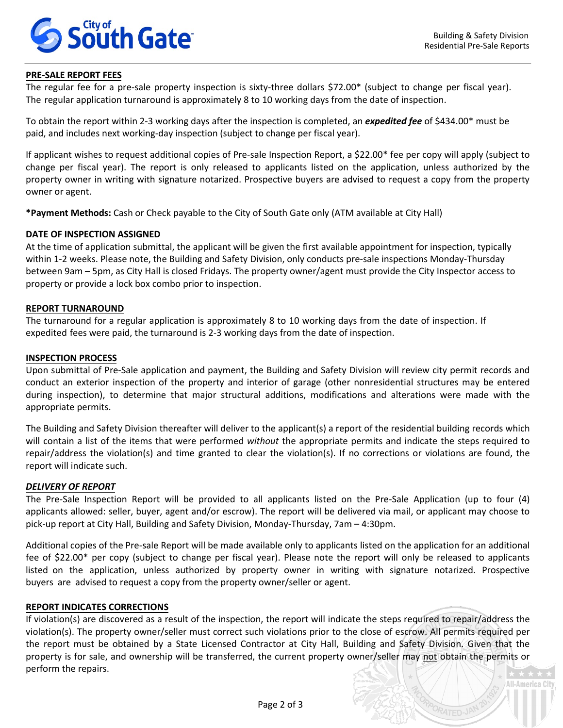## PRE-SALE REPORT FEES

The regular fee for a pre-sale property inspection is sixty-three dollars $72.00* (subject to change per fiscal year). The regular application turnaround is approximately 8 to 10 working days from the date of inspection.

To obtain the report within 2-3 working days after the inspection is completed, an ***expedited fee*** of $434.00* must be paid, and includes next working-day inspection (subject to change per fiscal year).

If applicant wishes to request additional copies of Pre-sale Inspection Report, a $22.00* fee per copy will apply (subject to change per fiscal year). The report is only released to applicants listed on the application, unless authorized by the property owner in writing with signature notarized. Prospective buyers are advised to request a copy from the property owner or agent.

***Payment Methods:** Cash or Check payable to the City of South Gate only (ATM available at City Hall)

## DATE OF INSPECTION ASSIGNED

At the time of application submittal, the applicant will be given the first available appointment for inspection, typically within 1-2 weeks. Please note, the Building and Safety Division, only conducts pre-sale inspections Monday-Thursday between 9am – 5pm, as City Hall is closed Fridays. The property owner/agent must provide the City Inspector access to property or provide a lock box combo prior to inspection.

## REPORT TURNAROUND

The turnaround for a regular application is approximately 8 to 10 working days from the date of inspection. If expedited fees were paid, the turnaround is 2-3 working days from the date of inspection.

## INSPECTION PROCESS

Upon submittal of Pre-Sale application and payment, the Building and Safety Division will review city permit records and conduct an exterior inspection of the property and interior of garage (other nonresidential structures may be entered during inspection), to determine that major structural additions, modifications and alterations were made with the appropriate permits.

The Building and Safety Division thereafter will deliver to the applicant(s) a report of the residential building records which will contain a list of the items that were performed *without* the appropriate permits and indicate the steps required to repair/address the violation(s) and time granted to clear the violation(s). If no corrections or violations are found, the report will indicate such.

## *DELIVERY OF REPORT*

The Pre-Sale Inspection Report will be provided to all applicants listed on the Pre-Sale Application (up to four (4) applicants allowed: seller, buyer, agent and/or escrow). The report will be delivered via mail, or applicant may choose to pick-up report at City Hall, Building and Safety Division, Monday-Thursday, 7am – 4:30pm.

Additional copies of the Pre-sale Report will be made available only to applicants listed on the application for an additional fee of $22.00* per copy (subject to change per fiscal year). Please note the report will only be released to applicants listed on the application, unless authorized by property owner in writing with signature notarized. Prospective buyers are advised to request a copy from the property owner/seller or agent.

## REPORT INDICATES CORRECTIONS

If violation(s) are discovered as a result of the inspection, the report will indicate the steps required to repair/address the violation(s). The property owner/seller must correct such violations prior to the close of escrow. All permits required per the report must be obtained by a State Licensed Contractor at City Hall, Building and Safety Division. Given that the property is for sale, and ownership will be transferred, the current property owner/seller may not obtain the permits or perform the repairs.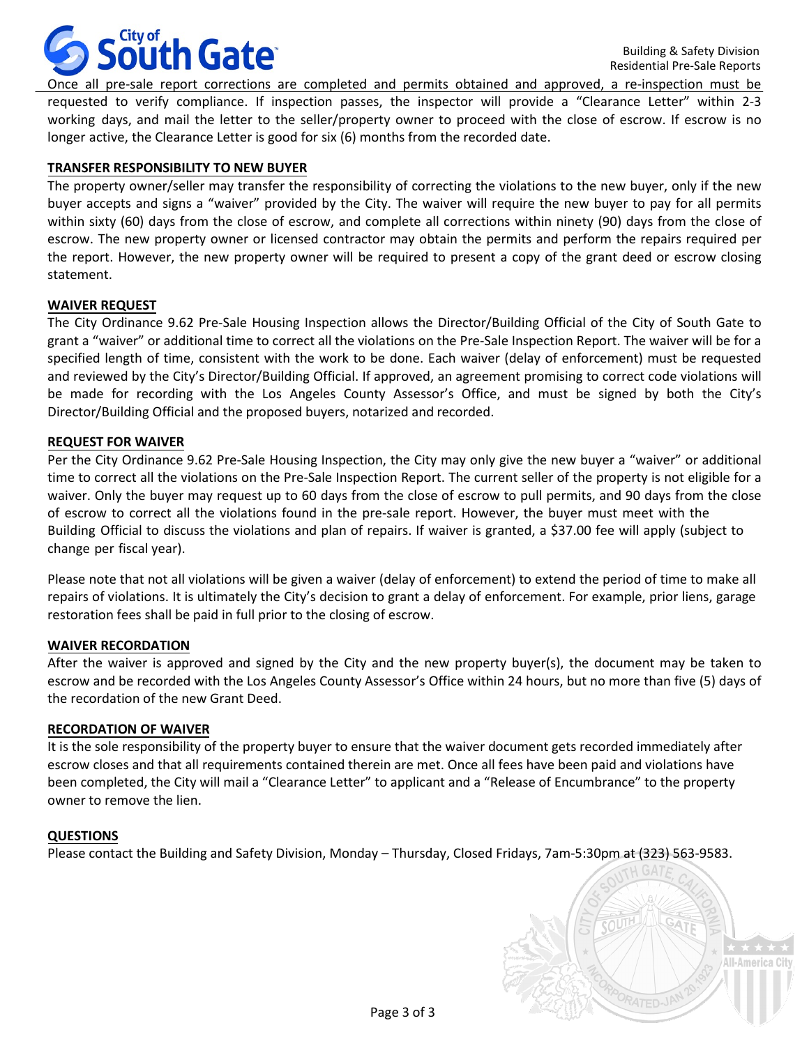Once all pre-sale report corrections are completed and permits obtained and approved, a re-inspection must be requested to verify compliance. If inspection passes, the inspector will provide a "Clearance Letter" within 2-3 working days, and mail the letter to the seller/property owner to proceed with the close of escrow. If escrow is no longer active, the Clearance Letter is good for six (6) months from the recorded date.

**TRANSFER RESPONSIBILITY TO NEW BUYER**

The property owner/seller may transfer the responsibility of correcting the violations to the new buyer, only if the new buyer accepts and signs a "waiver" provided by the City. The waiver will require the new buyer to pay for all permits within sixty (60) days from the close of escrow, and complete all corrections within ninety (90) days from the close of escrow. The new property owner or licensed contractor may obtain the permits and perform the repairs required per the report. However, the new property owner will be required to present a copy of the grant deed or escrow closing statement.

**WAIVER REQUEST**

The City Ordinance 9.62 Pre-Sale Housing Inspection allows the Director/Building Official of the City of South Gate to grant a "waiver" or additional time to correct all the violations on the Pre-Sale Inspection Report. The waiver will be for a specified length of time, consistent with the work to be done. Each waiver (delay of enforcement) must be requested and reviewed by the City's Director/Building Official. If approved, an agreement promising to correct code violations will be made for recording with the Los Angeles County Assessor's Office, and must be signed by both the City's Director/Building Official and the proposed buyers, notarized and recorded.

**REQUEST FOR WAIVER**

Per the City Ordinance 9.62 Pre-Sale Housing Inspection, the City may only give the new buyer a "waiver" or additional time to correct all the violations on the Pre-Sale Inspection Report. The current seller of the property is not eligible for a waiver. Only the buyer may request up to 60 days from the close of escrow to pull permits, and 90 days from the close of escrow to correct all the violations found in the pre-sale report. However, the buyer must meet with the Building Official to discuss the violations and plan of repairs. If waiver is granted, a $37.00 fee will apply (subject to change per fiscal year).

Please note that not all violations will be given a waiver (delay of enforcement) to extend the period of time to make all repairs of violations. It is ultimately the City's decision to grant a delay of enforcement. For example, prior liens, garage restoration fees shall be paid in full prior to the closing of escrow.

**WAIVER RECORDATION**

After the waiver is approved and signed by the City and the new property buyer(s), the document may be taken to escrow and be recorded with the Los Angeles County Assessor's Office within 24 hours, but no more than five (5) days of the recordation of the new Grant Deed.

**RECORDATION OF WAIVER**

It is the sole responsibility of the property buyer to ensure that the waiver document gets recorded immediately after escrow closes and that all requirements contained therein are met. Once all fees have been paid and violations have been completed, the City will mail a "Clearance Letter" to applicant and a "Release of Encumbrance" to the property owner to remove the lien.

**QUESTIONS**

Please contact the Building and Safety Division, Monday – Thursday, Closed Fridays, 7am-5:30pm at (323) 563-9583.